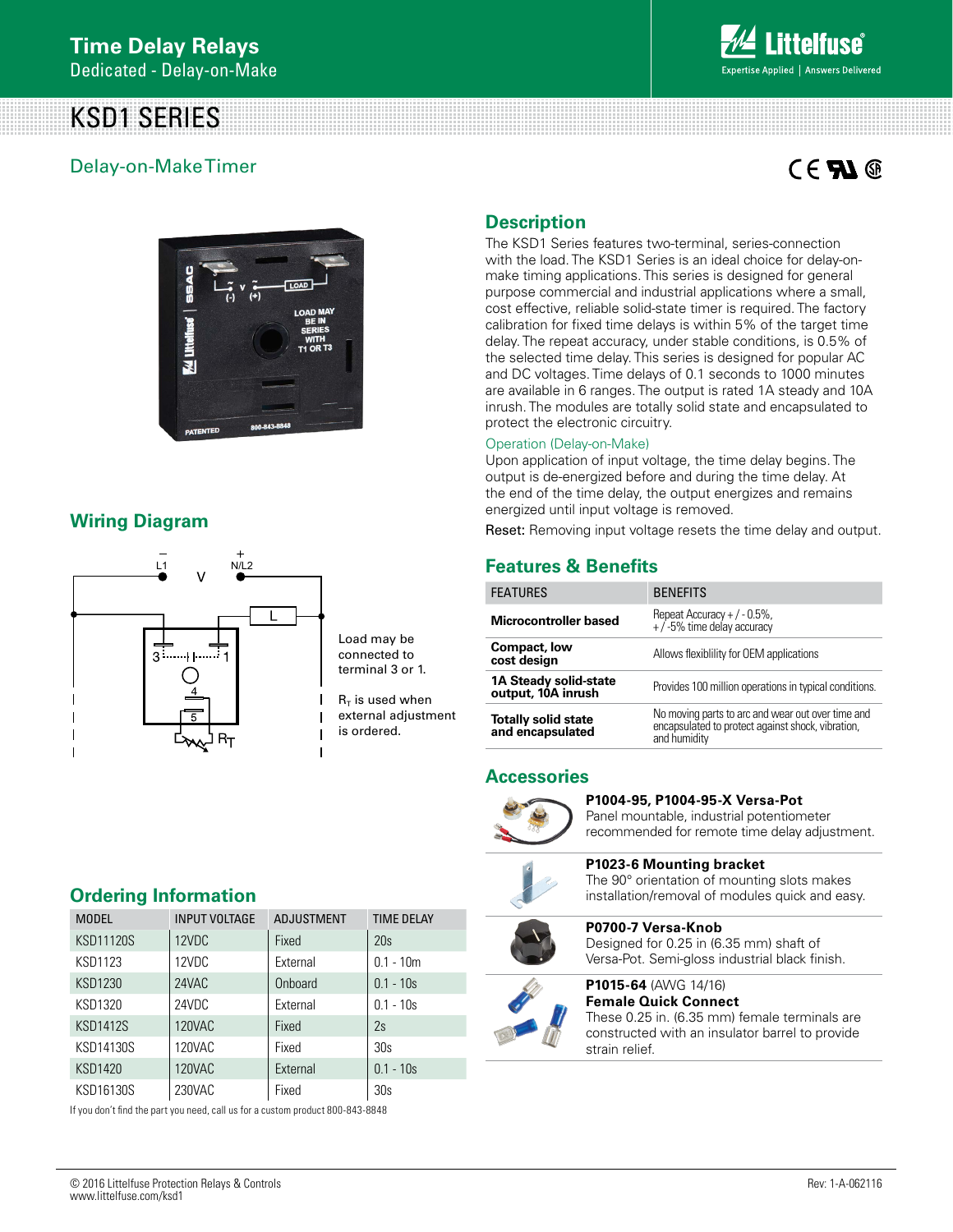# Time Delay Relays

Dedicated - Delay-on-Make

# KSD1 SERIES

## Delay-on-Make Timer

## Wiring Diagram

Load may be connected to terminal 3 or 1.

$R_T$ is used when external adjustment is ordered.

## Ordering Information

| MODEL | INPUT VOLTAGE | ADJUSTMENT | TIME DELAY |
|---|---|---|---|
| KSD11120S | 12VDC | Fixed | 20s |
| KSD1123 | 12VDC | External | 0.1 - 10m |
| KSD1230 | 24VAC | Onboard | 0.1 - 10s |
| KSD1320 | 24VDC | External | 0.1 - 10s |
| KSD1412S | 120VAC | Fixed | 2s |
| KSD14130S | 120VAC | Fixed | 30s |
| KSD1420 | 120VAC | External | 0.1 - 10s |
| KSD16130S | 230VAC | Fixed | 30s |

If you don't find the part you need, call us for a custom product 800-843-8848

## Description

The KSD1 Series features two-terminal, series-connection with the load. The KSD1 Series is an ideal choice for delay-on-make timing applications. This series is designed for general purpose commercial and industrial applications where a small, cost effective, reliable solid-state timer is required. The factory calibration for fixed time delays is within 5% of the target time delay. The repeat accuracy, under stable conditions, is 0.5% of the selected time delay. This series is designed for popular AC and DC voltages. Time delays of 0.1 seconds to 1000 minutes are available in 6 ranges. The output is rated 1A steady and 10A inrush. The modules are totally solid state and encapsulated to protect the electronic circuitry.

### Operation (Delay-on-Make)

Upon application of input voltage, the time delay begins. The output is de-energized before and during the time delay. At the end of the time delay, the output energizes and remains energized until input voltage is removed.

Reset: Removing input voltage resets the time delay and output.

## Features & Benefits

| FEATURES | BENEFITS |
|---|---|
| **Microcontroller based** | Repeat Accuracy + / - 0.5%, + / -5% time delay accuracy |
| **Compact, low cost design** | Allows flexiblility for OEM applications |
| **1A Steady solid-state output, 10A inrush** | Provides 100 million operations in typical conditions. |
| **Totally solid state and encapsulated** | No moving parts to arc and wear out over time and encapsulated to protect against shock, vibration, and humidity |

## Accessories

**P1004-95, P1004-95-X Versa-Pot**
Panel mountable, industrial potentiometer recommended for remote time delay adjustment.

**P1023-6 Mounting bracket**
The 90° orientation of mounting slots makes installation/removal of modules quick and easy.

**P0700-7 Versa-Knob**
Designed for 0.25 in (6.35 mm) shaft of Versa-Pot. Semi-gloss industrial black finish.

**P1015-64** (AWG 14/16)
**Female Quick Connect**
These 0.25 in. (6.35 mm) female terminals are constructed with an insulator barrel to provide strain relief.

© 2016 Littelfuse Protection Relays & Controls
www.littelfuse.com/ksd1

Rev: 1-A-062116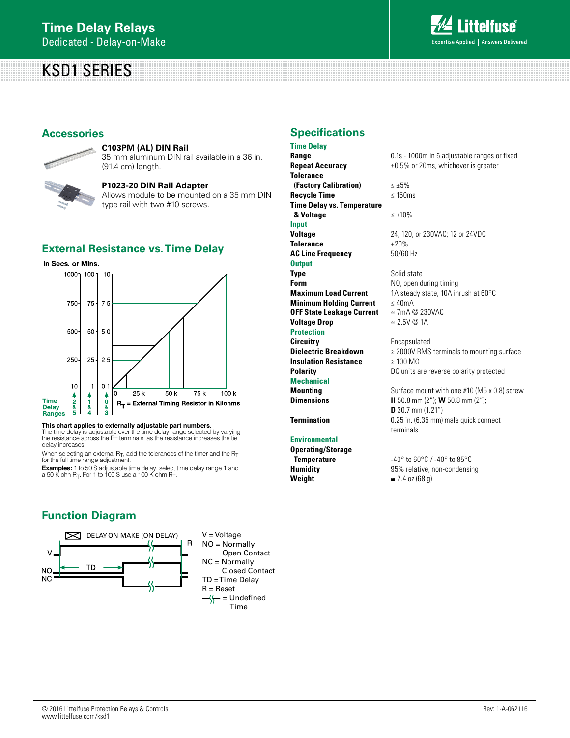# Time Delay Relays

Dedicated - Delay-on-Make

# KSD1 SERIES

## Accessories

**C103PM (AL) DIN Rail**
35 mm aluminum DIN rail available in a 36 in. (91.4 cm) length.

**P1023-20 DIN Rail Adapter**
Allows module to be mounted on a 35 mm DIN type rail with two #10 screws.

## External Resistance vs. Time Delay

In Secs. or Mins.

1000 100 10
750 75 7.5
500 50 5.0
250 25 2.5
10 1 0.1

Time Delay Ranges: 2 & 5, 1 & 4, 0 & 3

0 25 k 50 k 75 k 100 k

$R_T$ = External Timing Resistor in Kilohms

**This chart applies to externally adjustable part numbers.**
The time delay is adjustable over the time delay range selected by varying the resistance across the $R_T$ terminals; as the resistance increases the tie delay increases.

When selecting an external $R_T$, add the tolerances of the timer and the $R_T$ for the full time range adjustment.

**Examples:** 1 to 50 S adjustable time delay, select time delay range 1 and a 50 K ohn $R_T$. For 1 to 100 S use a 100 K ohm $R_T$.

## Function Diagram

DELAY-ON-MAKE (ON-DELAY)

V, NO, NC, TD, R

V = Voltage
NO = Normally Open Contact
NC = Normally Closed Contact
TD = Time Delay
R = Reset
= Undefined Time

## Specifications

| | |
|---|---|
| **Time Delay** | |
| **Range** | 0.1s - 1000m in 6 adjustable ranges or fixed |
| **Repeat Accuracy** | ±0.5% or 20ms, whichever is greater |
| **Tolerance (Factory Calibration)** | ≤ ±5% |
| **Recycle Time** | ≤ 150ms |
| **Time Delay vs. Temperature & Voltage** | ≤ ±10% |
| **Input** | |
| **Voltage** | 24, 120, or 230VAC; 12 or 24VDC |
| **Tolerance** | ±20% |
| **AC Line Frequency** | 50/60 Hz |
| **Output** | |
| **Type** | Solid state |
| **Form** | NO, open during timing |
| **Maximum Load Current** | 1A steady state, 10A inrush at 60°C |
| **Minimum Holding Current** | ≤ 40mA |
| **OFF State Leakage Current** | ≅ 7mA @ 230VAC |
| **Voltage Drop** | ≅ 2.5V @ 1A |
| **Protection** | |
| **Circuitry** | Encapsulated |
| **Dielectric Breakdown** | ≥ 2000V RMS terminals to mounting surface |
| **Insulation Resistance** | ≥ 100 MΩ |
| **Polarity** | DC units are reverse polarity protected |
| **Mechanical** | |
| **Mounting** | Surface mount with one #10 (M5 x 0.8) screw |
| **Dimensions** | **H** 50.8 mm (2"); **W** 50.8 mm (2"); **D** 30.7 mm (1.21") |
| **Termination** | 0.25 in. (6.35 mm) male quick connect terminals |
| **Environmental** | |
| **Operating/Storage Temperature** | -40° to 60°C / -40° to 85°C |
| **Humidity** | 95% relative, non-condensing |
| **Weight** | ≅ 2.4 oz (68 g) |